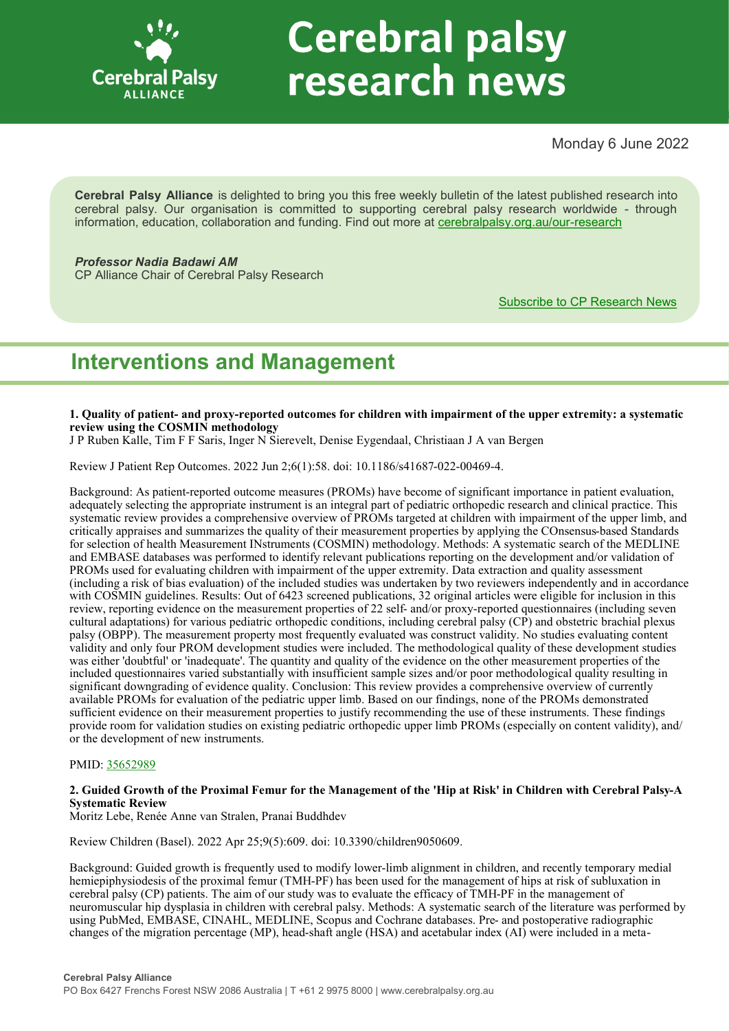# Cerebral palsy research news

Monday 6 June 2022

**Cerebral Palsy Alliance** is delighted to bring you this free weekly bulletin of the latest published research into cerebral palsy. Our organisation is committed to supporting cerebral palsy research worldwide - through information, education, collaboration and funding. Find out more at cerebralpalsy.org.au/our-research

***Professor Nadia Badawi AM***
CP Alliance Chair of Cerebral Palsy Research

Subscribe to CP Research News

## Interventions and Management

### 1. Quality of patient- and proxy-reported outcomes for children with impairment of the upper extremity: a systematic review using the COSMIN methodology

J P Ruben Kalle, Tim F F Saris, Inger N Sierevelt, Denise Eygendaal, Christiaan J A van Bergen

Review J Patient Rep Outcomes. 2022 Jun 2;6(1):58. doi: 10.1186/s41687-022-00469-4.

Background: As patient-reported outcome measures (PROMs) have become of significant importance in patient evaluation, adequately selecting the appropriate instrument is an integral part of pediatric orthopedic research and clinical practice. This systematic review provides a comprehensive overview of PROMs targeted at children with impairment of the upper limb, and critically appraises and summarizes the quality of their measurement properties by applying the COnsensus-based Standards for selection of health Measurement INstruments (COSMIN) methodology. Methods: A systematic search of the MEDLINE and EMBASE databases was performed to identify relevant publications reporting on the development and/or validation of PROMs used for evaluating children with impairment of the upper extremity. Data extraction and quality assessment (including a risk of bias evaluation) of the included studies was undertaken by two reviewers independently and in accordance with COSMIN guidelines. Results: Out of 6423 screened publications, 32 original articles were eligible for inclusion in this review, reporting evidence on the measurement properties of 22 self- and/or proxy-reported questionnaires (including seven cultural adaptations) for various pediatric orthopedic conditions, including cerebral palsy (CP) and obstetric brachial plexus palsy (OBPP). The measurement property most frequently evaluated was construct validity. No studies evaluating content validity and only four PROM development studies were included. The methodological quality of these development studies was either 'doubtful' or 'inadequate'. The quantity and quality of the evidence on the other measurement properties of the included questionnaires varied substantially with insufficient sample sizes and/or poor methodological quality resulting in significant downgrading of evidence quality. Conclusion: This review provides a comprehensive overview of currently available PROMs for evaluation of the pediatric upper limb. Based on our findings, none of the PROMs demonstrated sufficient evidence on their measurement properties to justify recommending the use of these instruments. These findings provide room for validation studies on existing pediatric orthopedic upper limb PROMs (especially on content validity), and/or the development of new instruments.

PMID: 35652989

### 2. Guided Growth of the Proximal Femur for the Management of the 'Hip at Risk' in Children with Cerebral Palsy-A Systematic Review

Moritz Lebe, Renée Anne van Stralen, Pranai Buddhdev

Review Children (Basel). 2022 Apr 25;9(5):609. doi: 10.3390/children9050609.

Background: Guided growth is frequently used to modify lower-limb alignment in children, and recently temporary medial hemiepiphysiodesis of the proximal femur (TMH-PF) has been used for the management of hips at risk of subluxation in cerebral palsy (CP) patients. The aim of our study was to evaluate the efficacy of TMH-PF in the management of neuromuscular hip dysplasia in children with cerebral palsy. Methods: A systematic search of the literature was performed by using PubMed, EMBASE, CINAHL, MEDLINE, Scopus and Cochrane databases. Pre- and postoperative radiographic changes of the migration percentage (MP), head-shaft angle (HSA) and acetabular index (AI) were included in a meta-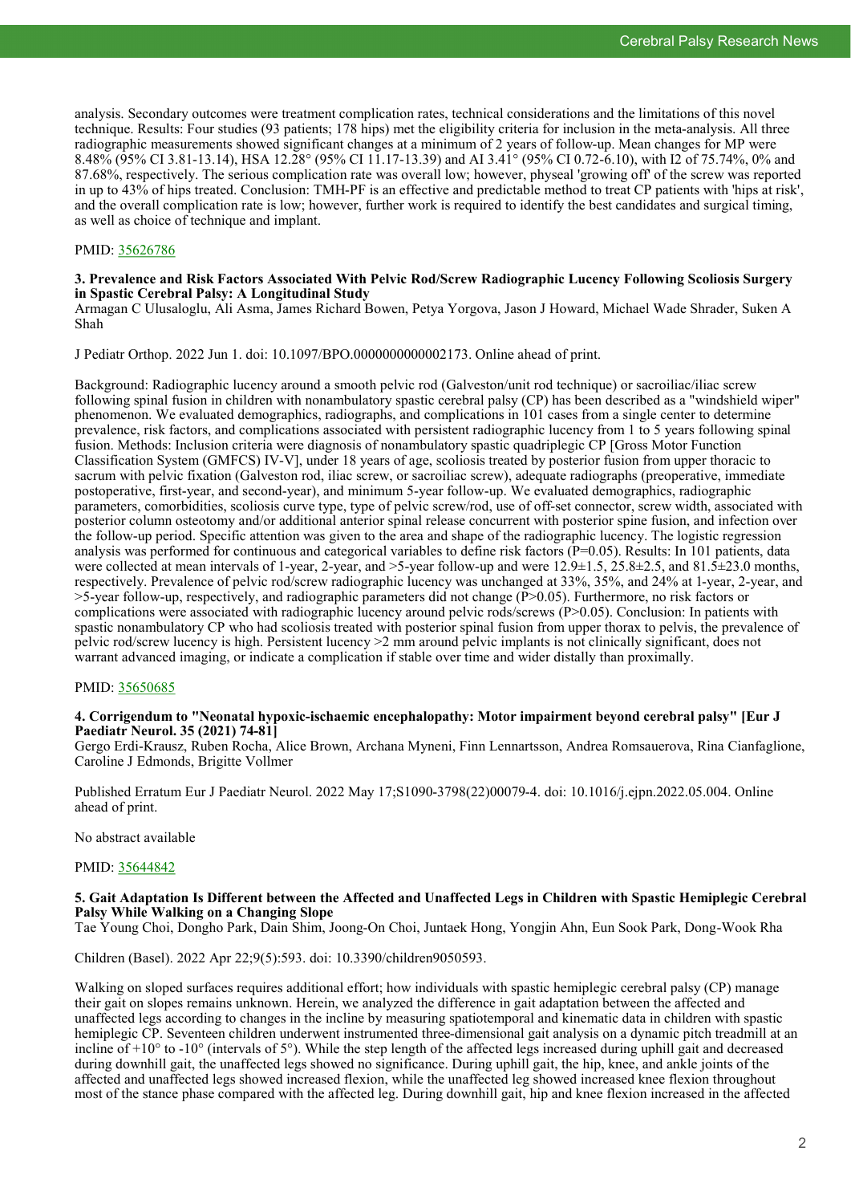analysis. Secondary outcomes were treatment complication rates, technical considerations and the limitations of this novel technique. Results: Four studies (93 patients; 178 hips) met the eligibility criteria for inclusion in the meta-analysis. All three radiographic measurements showed significant changes at a minimum of 2 years of follow-up. Mean changes for MP were 8.48% (95% CI 3.81-13.14), HSA 12.28° (95% CI 11.17-13.39) and AI 3.41° (95% CI 0.72-6.10), with I2 of 75.74%, 0% and 87.68%, respectively. The serious complication rate was overall low; however, physeal 'growing off' of the screw was reported in up to 43% of hips treated. Conclusion: TMH-PF is an effective and predictable method to treat CP patients with 'hips at risk', and the overall complication rate is low; however, further work is required to identify the best candidates and surgical timing, as well as choice of technique and implant.

PMID: 35626786

### 3. Prevalence and Risk Factors Associated With Pelvic Rod/Screw Radiographic Lucency Following Scoliosis Surgery in Spastic Cerebral Palsy: A Longitudinal Study

Armagan C Ulusaloglu, Ali Asma, James Richard Bowen, Petya Yorgova, Jason J Howard, Michael Wade Shrader, Suken A Shah

J Pediatr Orthop. 2022 Jun 1. doi: 10.1097/BPO.0000000000002173. Online ahead of print.

Background: Radiographic lucency around a smooth pelvic rod (Galveston/unit rod technique) or sacroiliac/iliac screw following spinal fusion in children with nonambulatory spastic cerebral palsy (CP) has been described as a "windshield wiper" phenomenon. We evaluated demographics, radiographs, and complications in 101 cases from a single center to determine prevalence, risk factors, and complications associated with persistent radiographic lucency from 1 to 5 years following spinal fusion. Methods: Inclusion criteria were diagnosis of nonambulatory spastic quadriplegic CP [Gross Motor Function Classification System (GMFCS) IV-V], under 18 years of age, scoliosis treated by posterior fusion from upper thoracic to sacrum with pelvic fixation (Galveston rod, iliac screw, or sacroiliac screw), adequate radiographs (preoperative, immediate postoperative, first-year, and second-year), and minimum 5-year follow-up. We evaluated demographics, radiographic parameters, comorbidities, scoliosis curve type, type of pelvic screw/rod, use of off-set connector, screw width, associated with posterior column osteotomy and/or additional anterior spinal release concurrent with posterior spine fusion, and infection over the follow-up period. Specific attention was given to the area and shape of the radiographic lucency. The logistic regression analysis was performed for continuous and categorical variables to define risk factors ($P=0.05$). Results: In 101 patients, data were collected at mean intervals of 1-year, 2-year, and >5-year follow-up and were 12.9±1.5, 25.8±2.5, and 81.5±23.0 months, respectively. Prevalence of pelvic rod/screw radiographic lucency was unchanged at 33%, 35%, and 24% at 1-year, 2-year, and >5-year follow-up, respectively, and radiographic parameters did not change ($P>0.05$). Furthermore, no risk factors or complications were associated with radiographic lucency around pelvic rods/screws ($P>0.05$). Conclusion: In patients with spastic nonambulatory CP who had scoliosis treated with posterior spinal fusion from upper thorax to pelvis, the prevalence of pelvic rod/screw lucency is high. Persistent lucency >2 mm around pelvic implants is not clinically significant, does not warrant advanced imaging, or indicate a complication if stable over time and wider distally than proximally.

PMID: 35650685

### 4. Corrigendum to "Neonatal hypoxic-ischaemic encephalopathy: Motor impairment beyond cerebral palsy" [Eur J Paediatr Neurol. 35 (2021) 74-81]

Gergo Erdi-Krausz, Ruben Rocha, Alice Brown, Archana Myneni, Finn Lennartsson, Andrea Romsauerova, Rina Cianfaglione, Caroline J Edmonds, Brigitte Vollmer

Published Erratum Eur J Paediatr Neurol. 2022 May 17;S1090-3798(22)00079-4. doi: 10.1016/j.ejpn.2022.05.004. Online ahead of print.

No abstract available

PMID: 35644842

### 5. Gait Adaptation Is Different between the Affected and Unaffected Legs in Children with Spastic Hemiplegic Cerebral Palsy While Walking on a Changing Slope

Tae Young Choi, Dongho Park, Dain Shim, Joong-On Choi, Juntaek Hong, Yongjin Ahn, Eun Sook Park, Dong-Wook Rha

Children (Basel). 2022 Apr 22;9(5):593. doi: 10.3390/children9050593.

Walking on sloped surfaces requires additional effort; how individuals with spastic hemiplegic cerebral palsy (CP) manage their gait on slopes remains unknown. Herein, we analyzed the difference in gait adaptation between the affected and unaffected legs according to changes in the incline by measuring spatiotemporal and kinematic data in children with spastic hemiplegic CP. Seventeen children underwent instrumented three-dimensional gait analysis on a dynamic pitch treadmill at an incline of +10° to -10° (intervals of 5°). While the step length of the affected legs increased during uphill gait and decreased during downhill gait, the unaffected legs showed no significance. During uphill gait, the hip, knee, and ankle joints of the affected and unaffected legs showed increased flexion, while the unaffected leg showed increased knee flexion throughout most of the stance phase compared with the affected leg. During downhill gait, hip and knee flexion increased in the affected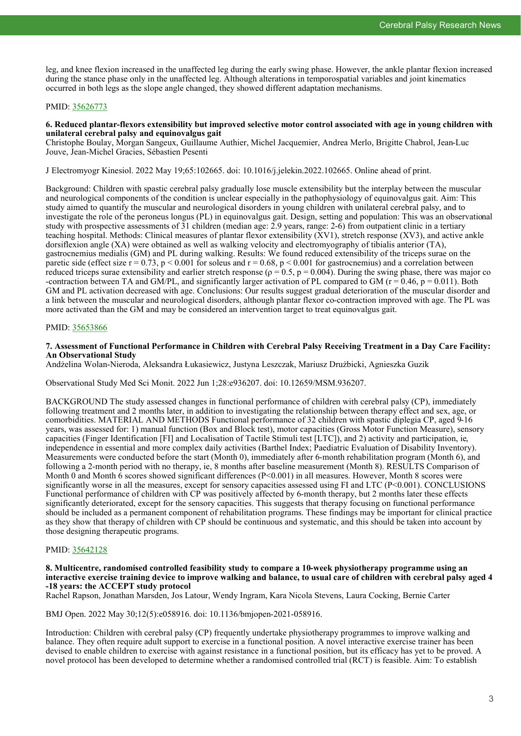leg, and knee flexion increased in the unaffected leg during the early swing phase. However, the ankle plantar flexion increased during the stance phase only in the unaffected leg. Although alterations in temporospatial variables and joint kinematics occurred in both legs as the slope angle changed, they showed different adaptation mechanisms.

PMID: [35626773](35626773)

### 6. Reduced plantar-flexors extensibility but improved selective motor control associated with age in young children with unilateral cerebral palsy and equinovalgus gait

Christophe Boulay, Morgan Sangeux, Guillaume Authier, Michel Jacquemier, Andrea Merlo, Brigitte Chabrol, Jean-Luc Jouve, Jean-Michel Gracies, Sébastien Pesenti

J Electromyogr Kinesiol. 2022 May 19;65:102665. doi: 10.1016/j.jelekin.2022.102665. Online ahead of print.

Background: Children with spastic cerebral palsy gradually lose muscle extensibility but the interplay between the muscular and neurological components of the condition is unclear especially in the pathophysiology of equinovalgus gait. Aim: This study aimed to quantify the muscular and neurological disorders in young children with unilateral cerebral palsy, and to investigate the role of the peroneus longus (PL) in equinovalgus gait. Design, setting and population: This was an observational study with prospective assessments of 31 children (median age: 2.9 years, range: 2-6) from outpatient clinic in a tertiary teaching hospital. Methods: Clinical measures of plantar flexor extensibility (XV1), stretch response (XV3), and active ankle dorsiflexion angle (XA) were obtained as well as walking velocity and electromyography of tibialis anterior (TA), gastrocnemius medialis (GM) and PL during walking. Results: We found reduced extensibility of the triceps surae on the paretic side (effect size $r = 0.73$, $p < 0.001$ for soleus and $r = 0.68$, $p < 0.001$ for gastrocnemius) and a correlation between reduced triceps surae extensibility and earlier stretch response ($\rho = 0.5$, $p = 0.004$). During the swing phase, there was major co-contraction between TA and GM/PL, and significantly larger activation of PL compared to GM ($r = 0.46$, $p = 0.011$). Both GM and PL activation decreased with age. Conclusions: Our results suggest gradual deterioration of the muscular disorder and a link between the muscular and neurological disorders, although plantar flexor co-contraction improved with age. The PL was more activated than the GM and may be considered an intervention target to treat equinovalgus gait.

PMID: [35653866](35653866)

### 7. Assessment of Functional Performance in Children with Cerebral Palsy Receiving Treatment in a Day Care Facility: An Observational Study

Andżelina Wolan-Nieroda, Aleksandra Łukasiewicz, Justyna Leszczak, Mariusz Drużbicki, Agnieszka Guzik

Observational Study Med Sci Monit. 2022 Jun 1;28:e936207. doi: 10.12659/MSM.936207.

BACKGROUND The study assessed changes in functional performance of children with cerebral palsy (CP), immediately following treatment and 2 months later, in addition to investigating the relationship between therapy effect and sex, age, or comorbidities. MATERIAL AND METHODS Functional performance of 32 children with spastic diplegia CP, aged 9-16 years, was assessed for: 1) manual function (Box and Block test), motor capacities (Gross Motor Function Measure), sensory capacities (Finger Identification [FI] and Localisation of Tactile Stimuli test [LTC]), and 2) activity and participation, ie, independence in essential and more complex daily activities (Barthel Index; Paediatric Evaluation of Disability Inventory). Measurements were conducted before the start (Month 0), immediately after 6-month rehabilitation program (Month 6), and following a 2-month period with no therapy, ie, 8 months after baseline measurement (Month 8). RESULTS Comparison of Month 0 and Month 6 scores showed significant differences ($P<0.001$) in all measures. However, Month 8 scores were significantly worse in all the measures, except for sensory capacities assessed using FI and LTC ($P<0.001$). CONCLUSIONS Functional performance of children with CP was positively affected by 6-month therapy, but 2 months later these effects significantly deteriorated, except for the sensory capacities. This suggests that therapy focusing on functional performance should be included as a permanent component of rehabilitation programs. These findings may be important for clinical practice as they show that therapy of children with CP should be continuous and systematic, and this should be taken into account by those designing therapeutic programs.

PMID: [35642128](35642128)

### 8. Multicentre, randomised controlled feasibility study to compare a 10-week physiotherapy programme using an interactive exercise training device to improve walking and balance, to usual care of children with cerebral palsy aged 4-18 years: the ACCEPT study protocol

Rachel Rapson, Jonathan Marsden, Jos Latour, Wendy Ingram, Kara Nicola Stevens, Laura Cocking, Bernie Carter

BMJ Open. 2022 May 30;12(5):e058916. doi: 10.1136/bmjopen-2021-058916.

Introduction: Children with cerebral palsy (CP) frequently undertake physiotherapy programmes to improve walking and balance. They often require adult support to exercise in a functional position. A novel interactive exercise trainer has been devised to enable children to exercise with against resistance in a functional position, but its efficacy has yet to be proved. A novel protocol has been developed to determine whether a randomised controlled trial (RCT) is feasible. Aim: To establish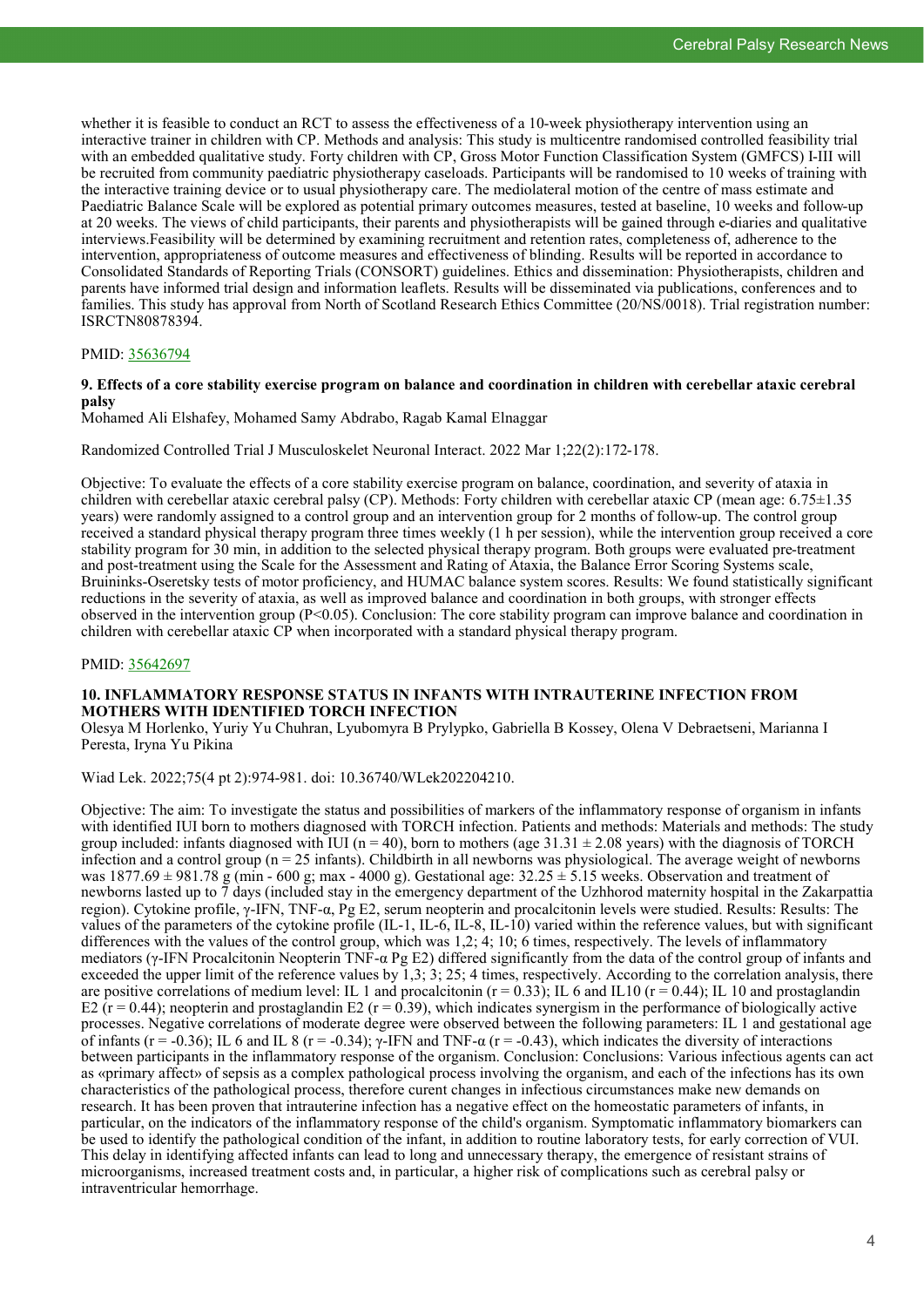whether it is feasible to conduct an RCT to assess the effectiveness of a 10-week physiotherapy intervention using an interactive trainer in children with CP. Methods and analysis: This study is multicentre randomised controlled feasibility trial with an embedded qualitative study. Forty children with CP, Gross Motor Function Classification System (GMFCS) I-III will be recruited from community paediatric physiotherapy caseloads. Participants will be randomised to 10 weeks of training with the interactive training device or to usual physiotherapy care. The mediolateral motion of the centre of mass estimate and Paediatric Balance Scale will be explored as potential primary outcomes measures, tested at baseline, 10 weeks and follow-up at 20 weeks. The views of child participants, their parents and physiotherapists will be gained through e-diaries and qualitative interviews.Feasibility will be determined by examining recruitment and retention rates, completeness of, adherence to the intervention, appropriateness of outcome measures and effectiveness of blinding. Results will be reported in accordance to Consolidated Standards of Reporting Trials (CONSORT) guidelines. Ethics and dissemination: Physiotherapists, children and parents have informed trial design and information leaflets. Results will be disseminated via publications, conferences and to families. This study has approval from North of Scotland Research Ethics Committee (20/NS/0018). Trial registration number: ISRCTN80878394.

PMID: 35636794

### 9. Effects of a core stability exercise program on balance and coordination in children with cerebellar ataxic cerebral palsy

Mohamed Ali Elshafey, Mohamed Samy Abdrabo, Ragab Kamal Elnaggar

Randomized Controlled Trial J Musculoskelet Neuronal Interact. 2022 Mar 1;22(2):172-178.

Objective: To evaluate the effects of a core stability exercise program on balance, coordination, and severity of ataxia in children with cerebellar ataxic cerebral palsy (CP). Methods: Forty children with cerebellar ataxic CP (mean age: 6.75±1.35 years) were randomly assigned to a control group and an intervention group for 2 months of follow-up. The control group received a standard physical therapy program three times weekly (1 h per session), while the intervention group received a core stability program for 30 min, in addition to the selected physical therapy program. Both groups were evaluated pre-treatment and post-treatment using the Scale for the Assessment and Rating of Ataxia, the Balance Error Scoring Systems scale, Bruininks-Oseretsky tests of motor proficiency, and HUMAC balance system scores. Results: We found statistically significant reductions in the severity of ataxia, as well as improved balance and coordination in both groups, with stronger effects observed in the intervention group ($P<0.05$). Conclusion: The core stability program can improve balance and coordination in children with cerebellar ataxic CP when incorporated with a standard physical therapy program.

PMID: 35642697

### 10. INFLAMMATORY RESPONSE STATUS IN INFANTS WITH INTRAUTERINE INFECTION FROM MOTHERS WITH IDENTIFIED TORCH INFECTION

Olesya M Horlenko, Yuriy Yu Chuhran, Lyubomyra B Prylypko, Gabriella B Kossey, Olena V Debraetseni, Marianna I Peresta, Iryna Yu Pikina

Wiad Lek. 2022;75(4 pt 2):974-981. doi: 10.36740/WLek202204210.

Objective: The aim: To investigate the status and possibilities of markers of the inflammatory response of organism in infants with identified IUI born to mothers diagnosed with TORCH infection. Patients and methods: Materials and methods: The study group included: infants diagnosed with IUI (n = 40), born to mothers (age 31.31 ± 2.08 years) with the diagnosis of TORCH infection and a control group (n = 25 infants). Childbirth in all newborns was physiological. The average weight of newborns was 1877.69 ± 981.78 g (min - 600 g; max - 4000 g). Gestational age: 32.25 ± 5.15 weeks. Observation and treatment of newborns lasted up to 7 days (included stay in the emergency department of the Uzhhorod maternity hospital in the Zakarpattia region). Cytokine profile, γ-IFN, TNF-α, Pg E2, serum neopterin and procalcitonin levels were studied. Results: Results: The values of the parameters of the cytokine profile (IL-1, IL-6, IL-8, IL-10) varied within the reference values, but with significant differences with the values of the control group, which was 1,2; 4; 10; 6 times, respectively. The levels of inflammatory mediators (γ-IFN Procalcitonin Neopterin TNF-α Pg E2) differed significantly from the data of the control group of infants and exceeded the upper limit of the reference values by 1,3; 3; 25; 4 times, respectively. According to the correlation analysis, there are positive correlations of medium level: IL 1 and procalcitonin (r = 0.33); IL 6 and IL10 (r = 0.44); IL 10 and prostaglandin E2 (r = 0.44); neopterin and prostaglandin E2 (r = 0.39), which indicates synergism in the performance of biologically active processes. Negative correlations of moderate degree were observed between the following parameters: IL 1 and gestational age of infants (r = -0.36); IL 6 and IL 8 (r = -0.34); γ-IFN and TNF-α (r = -0.43), which indicates the diversity of interactions between participants in the inflammatory response of the organism. Conclusion: Conclusions: Various infectious agents can act as «primary affect» of sepsis as a complex pathological process involving the organism, and each of the infections has its own characteristics of the pathological process, therefore curent changes in infectious circumstances make new demands on research. It has been proven that intrauterine infection has a negative effect on the homeostatic parameters of infants, in particular, on the indicators of the inflammatory response of the child's organism. Symptomatic inflammatory biomarkers can be used to identify the pathological condition of the infant, in addition to routine laboratory tests, for early correction of VUI. This delay in identifying affected infants can lead to long and unnecessary therapy, the emergence of resistant strains of microorganisms, increased treatment costs and, in particular, a higher risk of complications such as cerebral palsy or intraventricular hemorrhage.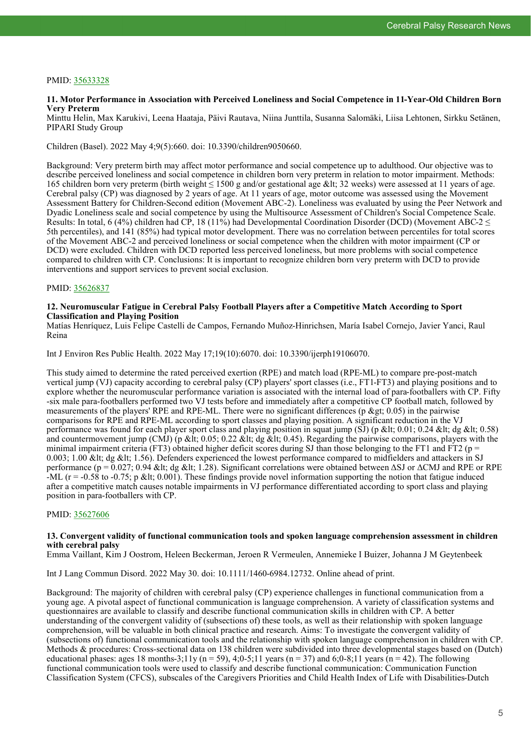PMID: 35633328

### 11. Motor Performance in Association with Perceived Loneliness and Social Competence in 11-Year-Old Children Born Very Preterm

Minttu Helin, Max Karukivi, Leena Haataja, Päivi Rautava, Niina Junttila, Susanna Salomäki, Liisa Lehtonen, Sirkku Setänen, PIPARI Study Group

Children (Basel). 2022 May 4;9(5):660. doi: 10.3390/children9050660.

Background: Very preterm birth may affect motor performance and social competence up to adulthood. Our objective was to describe perceived loneliness and social competence in children born very preterm in relation to motor impairment. Methods: 165 children born very preterm (birth weight ≤ 1500 g and/or gestational age &lt; 32 weeks) were assessed at 11 years of age. Cerebral palsy (CP) was diagnosed by 2 years of age. At 11 years of age, motor outcome was assessed using the Movement Assessment Battery for Children-Second edition (Movement ABC-2). Loneliness was evaluated by using the Peer Network and Dyadic Loneliness scale and social competence by using the Multisource Assessment of Children's Social Competence Scale. Results: In total, 6 (4%) children had CP, 18 (11%) had Developmental Coordination Disorder (DCD) (Movement ABC-2 ≤ 5th percentiles), and 141 (85%) had typical motor development. There was no correlation between percentiles for total scores of the Movement ABC-2 and perceived loneliness or social competence when the children with motor impairment (CP or DCD) were excluded. Children with DCD reported less perceived loneliness, but more problems with social competence compared to children with CP. Conclusions: It is important to recognize children born very preterm with DCD to provide interventions and support services to prevent social exclusion.

PMID: 35626837

### 12. Neuromuscular Fatigue in Cerebral Palsy Football Players after a Competitive Match According to Sport Classification and Playing Position

Matías Henríquez, Luis Felipe Castelli de Campos, Fernando Muñoz-Hinrichsen, María Isabel Cornejo, Javier Yanci, Raul Reina

Int J Environ Res Public Health. 2022 May 17;19(10):6070. doi: 10.3390/ijerph19106070.

This study aimed to determine the rated perceived exertion (RPE) and match load (RPE-ML) to compare pre-post-match vertical jump (VJ) capacity according to cerebral palsy (CP) players' sport classes (i.e., FT1-FT3) and playing positions and to explore whether the neuromuscular performance variation is associated with the internal load of para-footballers with CP. Fifty-six male para-footballers performed two VJ tests before and immediately after a competitive CP football match, followed by measurements of the players' RPE and RPE-ML. There were no significant differences (p &gt; 0.05) in the pairwise comparisons for RPE and RPE-ML according to sport classes and playing position. A significant reduction in the VJ performance was found for each player sport class and playing position in squat jump (SJ) (p &lt; 0.01; 0.24 &lt; dg &lt; 0.58) and countermovement jump (CMJ) (p &lt; 0.05; 0.22 &lt; dg &lt; 0.45). Regarding the pairwise comparisons, players with the minimal impairment criteria (FT3) obtained higher deficit scores during SJ than those belonging to the FT1 and FT2 (p = 0.003; 1.00 &lt; dg &lt; 1.56). Defenders experienced the lowest performance compared to midfielders and attackers in SJ performance (p = 0.027; 0.94 &lt; dg &lt; 1.28). Significant correlations were obtained between ΔSJ or ΔCMJ and RPE or RPE-ML (r = -0.58 to -0.75; p &lt; 0.001). These findings provide novel information supporting the notion that fatigue induced after a competitive match causes notable impairments in VJ performance differentiated according to sport class and playing position in para-footballers with CP.

PMID: 35627606

### 13. Convergent validity of functional communication tools and spoken language comprehension assessment in children with cerebral palsy

Emma Vaillant, Kim J Oostrom, Heleen Beckerman, Jeroen R Vermeulen, Annemieke I Buizer, Johanna J M Geytenbeek

Int J Lang Commun Disord. 2022 May 30. doi: 10.1111/1460-6984.12732. Online ahead of print.

Background: The majority of children with cerebral palsy (CP) experience challenges in functional communication from a young age. A pivotal aspect of functional communication is language comprehension. A variety of classification systems and questionnaires are available to classify and describe functional communication skills in children with CP. A better understanding of the convergent validity of (subsections of) these tools, as well as their relationship with spoken language comprehension, will be valuable in both clinical practice and research. Aims: To investigate the convergent validity of (subsections of) functional communication tools and the relationship with spoken language comprehension in children with CP. Methods & procedures: Cross-sectional data on 138 children were subdivided into three developmental stages based on (Dutch) educational phases: ages 18 months-3;11y (n = 59), 4;0-5;11 years (n = 37) and 6;0-8;11 years (n = 42). The following functional communication tools were used to classify and describe functional communication: Communication Function Classification System (CFCS), subscales of the Caregivers Priorities and Child Health Index of Life with Disabilities-Dutch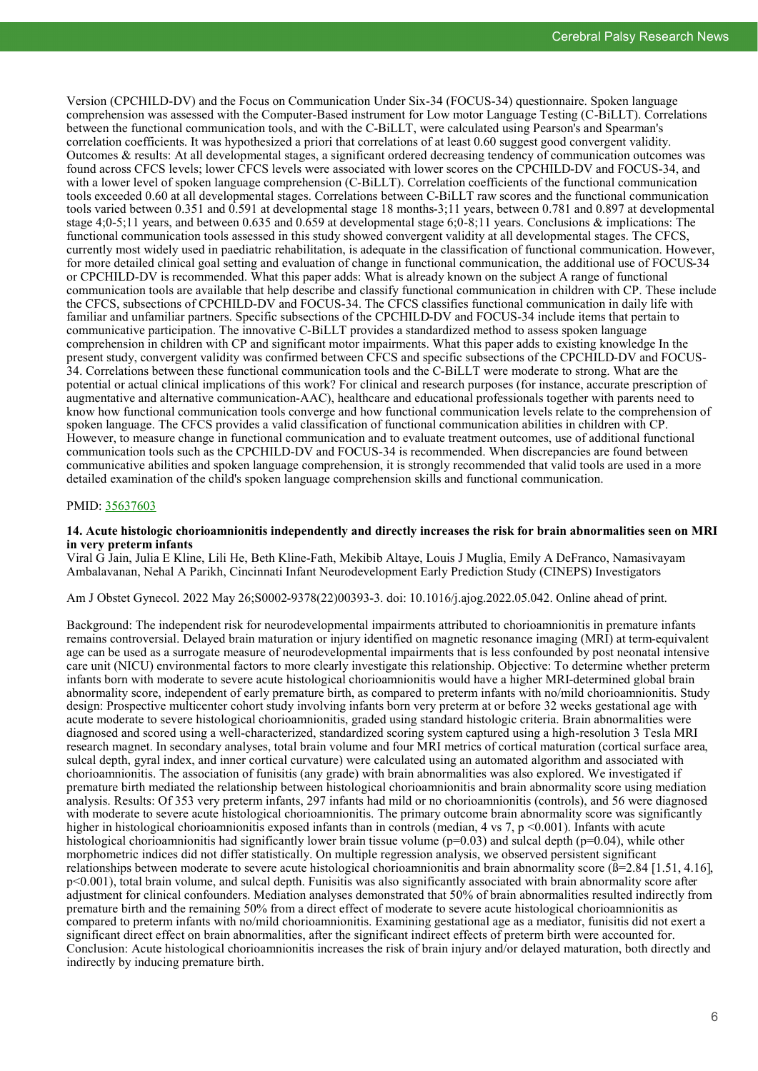Version (CPCHILD-DV) and the Focus on Communication Under Six-34 (FOCUS-34) questionnaire. Spoken language comprehension was assessed with the Computer-Based instrument for Low motor Language Testing (C-BiLLT). Correlations between the functional communication tools, and with the C-BiLLT, were calculated using Pearson's and Spearman's correlation coefficients. It was hypothesized a priori that correlations of at least 0.60 suggest good convergent validity. Outcomes & results: At all developmental stages, a significant ordered decreasing tendency of communication outcomes was found across CFCS levels; lower CFCS levels were associated with lower scores on the CPCHILD-DV and FOCUS-34, and with a lower level of spoken language comprehension (C-BiLLT). Correlation coefficients of the functional communication tools exceeded 0.60 at all developmental stages. Correlations between C-BiLLT raw scores and the functional communication tools varied between 0.351 and 0.591 at developmental stage 18 months-3;11 years, between 0.781 and 0.897 at developmental stage 4;0-5;11 years, and between 0.635 and 0.659 at developmental stage 6;0-8;11 years. Conclusions & implications: The functional communication tools assessed in this study showed convergent validity at all developmental stages. The CFCS, currently most widely used in paediatric rehabilitation, is adequate in the classification of functional communication. However, for more detailed clinical goal setting and evaluation of change in functional communication, the additional use of FOCUS-34 or CPCHILD-DV is recommended. What this paper adds: What is already known on the subject A range of functional communication tools are available that help describe and classify functional communication in children with CP. These include the CFCS, subsections of CPCHILD-DV and FOCUS-34. The CFCS classifies functional communication in daily life with familiar and unfamiliar partners. Specific subsections of the CPCHILD-DV and FOCUS-34 include items that pertain to communicative participation. The innovative C-BiLLT provides a standardized method to assess spoken language comprehension in children with CP and significant motor impairments. What this paper adds to existing knowledge In the present study, convergent validity was confirmed between CFCS and specific subsections of the CPCHILD-DV and FOCUS-34. Correlations between these functional communication tools and the C-BiLLT were moderate to strong. What are the potential or actual clinical implications of this work? For clinical and research purposes (for instance, accurate prescription of augmentative and alternative communication-AAC), healthcare and educational professionals together with parents need to know how functional communication tools converge and how functional communication levels relate to the comprehension of spoken language. The CFCS provides a valid classification of functional communication abilities in children with CP. However, to measure change in functional communication and to evaluate treatment outcomes, use of additional functional communication tools such as the CPCHILD-DV and FOCUS-34 is recommended. When discrepancies are found between communicative abilities and spoken language comprehension, it is strongly recommended that valid tools are used in a more detailed examination of the child's spoken language comprehension skills and functional communication.

PMID: [35637603](https://pubmed.ncbi.nlm.nih.gov/35637603)

### 14. Acute histologic chorioamnionitis independently and directly increases the risk for brain abnormalities seen on MRI in very preterm infants

Viral G Jain, Julia E Kline, Lili He, Beth Kline-Fath, Mekibib Altaye, Louis J Muglia, Emily A DeFranco, Namasivayam Ambalavanan, Nehal A Parikh, Cincinnati Infant Neurodevelopment Early Prediction Study (CINEPS) Investigators

Am J Obstet Gynecol. 2022 May 26;S0002-9378(22)00393-3. doi: 10.1016/j.ajog.2022.05.042. Online ahead of print.

Background: The independent risk for neurodevelopmental impairments attributed to chorioamnionitis in premature infants remains controversial. Delayed brain maturation or injury identified on magnetic resonance imaging (MRI) at term-equivalent age can be used as a surrogate measure of neurodevelopmental impairments that is less confounded by post neonatal intensive care unit (NICU) environmental factors to more clearly investigate this relationship. Objective: To determine whether preterm infants born with moderate to severe acute histological chorioamnionitis would have a higher MRI-determined global brain abnormality score, independent of early premature birth, as compared to preterm infants with no/mild chorioamnionitis. Study design: Prospective multicenter cohort study involving infants born very preterm at or before 32 weeks gestational age with acute moderate to severe histological chorioamnionitis, graded using standard histologic criteria. Brain abnormalities were diagnosed and scored using a well-characterized, standardized scoring system captured using a high-resolution 3 Tesla MRI research magnet. In secondary analyses, total brain volume and four MRI metrics of cortical maturation (cortical surface area, sulcal depth, gyral index, and inner cortical curvature) were calculated using an automated algorithm and associated with chorioamnionitis. The association of funisitis (any grade) with brain abnormalities was also explored. We investigated if premature birth mediated the relationship between histological chorioamnionitis and brain abnormality score using mediation analysis. Results: Of 353 very preterm infants, 297 infants had mild or no chorioamnionitis (controls), and 56 were diagnosed with moderate to severe acute histological chorioamnionitis. The primary outcome brain abnormality score was significantly higher in histological chorioamnionitis exposed infants than in controls (median, 4 vs 7, $p < 0.001$). Infants with acute histological chorioamnionitis had significantly lower brain tissue volume ($p = 0.03$) and sulcal depth ($p = 0.04$), while other morphometric indices did not differ statistically. On multiple regression analysis, we observed persistent significant relationships between moderate to severe acute histological chorioamnionitis and brain abnormality score ($\beta = 2.84$ [1.51, 4.16], $p < 0.001$), total brain volume, and sulcal depth. Funisitis was also significantly associated with brain abnormality score after adjustment for clinical confounders. Mediation analyses demonstrated that 50% of brain abnormalities resulted indirectly from premature birth and the remaining 50% from a direct effect of moderate to severe acute histological chorioamnionitis as compared to preterm infants with no/mild chorioamnionitis. Examining gestational age as a mediator, funisitis did not exert a significant direct effect on brain abnormalities, after the significant indirect effects of preterm birth were accounted for. Conclusion: Acute histological chorioamnionitis increases the risk of brain injury and/or delayed maturation, both directly and indirectly by inducing premature birth.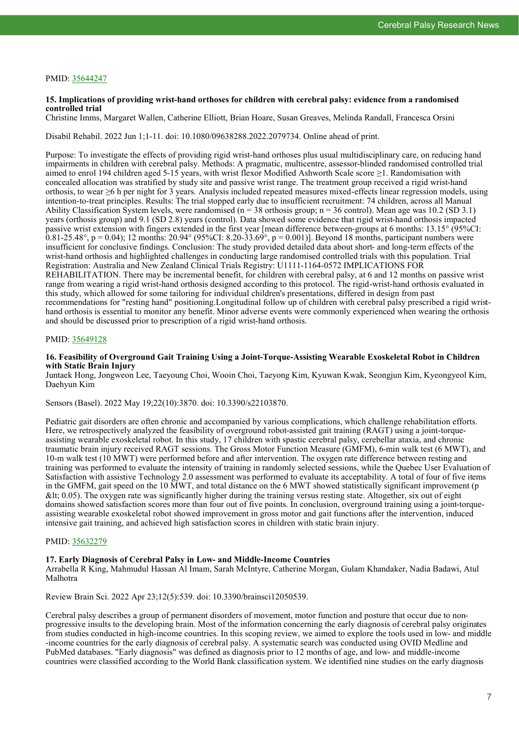PMID: [35644247](35644247)

### 15. Implications of providing wrist-hand orthoses for children with cerebral palsy: evidence from a randomised controlled trial

Christine Imms, Margaret Wallen, Catherine Elliott, Brian Hoare, Susan Greaves, Melinda Randall, Francesca Orsini

Disabil Rehabil. 2022 Jun 1;1-11. doi: 10.1080/09638288.2022.2079734. Online ahead of print.

Purpose: To investigate the effects of providing rigid wrist-hand orthoses plus usual multidisciplinary care, on reducing hand impairments in children with cerebral palsy. Methods: A pragmatic, multicentre, assessor-blinded randomised controlled trial aimed to enrol 194 children aged 5-15 years, with wrist flexor Modified Ashworth Scale score ≥1. Randomisation with concealed allocation was stratified by study site and passive wrist range. The treatment group received a rigid wrist-hand orthosis, to wear ≥6 h per night for 3 years. Analysis included repeated measures mixed-effects linear regression models, using intention-to-treat principles. Results: The trial stopped early due to insufficient recruitment: 74 children, across all Manual Ability Classification System levels, were randomised (n = 38 orthosis group; n = 36 control). Mean age was 10.2 (SD 3.1) years (orthosis group) and 9.1 (SD 2.8) years (control). Data showed some evidence that rigid wrist-hand orthosis impacted passive wrist extension with fingers extended in the first year [mean difference between-groups at 6 months: 13.15° (95%CI: 0.81-25.48°, $p = 0.04$); 12 months: 20.94° (95%CI: 8.20-33.69°, $p = 0.001$)]. Beyond 18 months, participant numbers were insufficient for conclusive findings. Conclusion: The study provided detailed data about short- and long-term effects of the wrist-hand orthosis and highlighted challenges in conducting large randomised controlled trials with this population. Trial Registration: Australia and New Zealand Clinical Trials Registry: U1111-1164-0572 IMPLICATIONS FOR REHABILITATION. There may be incremental benefit, for children with cerebral palsy, at 6 and 12 months on passive wrist range from wearing a rigid wrist-hand orthosis designed according to this protocol. The rigid-wrist-hand orthosis evaluated in this study, which allowed for some tailoring for individual children's presentations, differed in design from past recommendations for "resting hand" positioning.Longitudinal follow up of children with cerebral palsy prescribed a rigid wrist-hand orthosis is essential to monitor any benefit. Minor adverse events were commonly experienced when wearing the orthosis and should be discussed prior to prescription of a rigid wrist-hand orthosis.

PMID: [35649128](35649128)

### 16. Feasibility of Overground Gait Training Using a Joint-Torque-Assisting Wearable Exoskeletal Robot in Children with Static Brain Injury

Juntaek Hong, Jongweon Lee, Taeyoung Choi, Wooin Choi, Taeyong Kim, Kyuwan Kwak, Seongjun Kim, Kyeongyeol Kim, Daehyun Kim

Sensors (Basel). 2022 May 19;22(10):3870. doi: 10.3390/s22103870.

Pediatric gait disorders are often chronic and accompanied by various complications, which challenge rehabilitation efforts. Here, we retrospectively analyzed the feasibility of overground robot-assisted gait training (RAGT) using a joint-torque-assisting wearable exoskeletal robot. In this study, 17 children with spastic cerebral palsy, cerebellar ataxia, and chronic traumatic brain injury received RAGT sessions. The Gross Motor Function Measure (GMFM), 6-min walk test (6 MWT), and 10-m walk test (10 MWT) were performed before and after intervention. The oxygen rate difference between resting and training was performed to evaluate the intensity of training in randomly selected sessions, while the Quebec User Evaluation of Satisfaction with assistive Technology 2.0 assessment was performed to evaluate its acceptability. A total of four of five items in the GMFM, gait speed on the 10 MWT, and total distance on the 6 MWT showed statistically significant improvement (p &lt; 0.05). The oxygen rate was significantly higher during the training versus resting state. Altogether, six out of eight domains showed satisfaction scores more than four out of five points. In conclusion, overground training using a joint-torque-assisting wearable exoskeletal robot showed improvement in gross motor and gait functions after the intervention, induced intensive gait training, and achieved high satisfaction scores in children with static brain injury.

PMID: [35632279](35632279)

### 17. Early Diagnosis of Cerebral Palsy in Low- and Middle-Income Countries

Arrabella R King, Mahmudul Hassan Al Imam, Sarah McIntyre, Catherine Morgan, Gulam Khandaker, Nadia Badawi, Atul Malhotra

Review Brain Sci. 2022 Apr 23;12(5):539. doi: 10.3390/brainsci12050539.

Cerebral palsy describes a group of permanent disorders of movement, motor function and posture that occur due to non-progressive insults to the developing brain. Most of the information concerning the early diagnosis of cerebral palsy originates from studies conducted in high-income countries. In this scoping review, we aimed to explore the tools used in low- and middle-income countries for the early diagnosis of cerebral palsy. A systematic search was conducted using OVID Medline and PubMed databases. "Early diagnosis" was defined as diagnosis prior to 12 months of age, and low- and middle-income countries were classified according to the World Bank classification system. We identified nine studies on the early diagnosis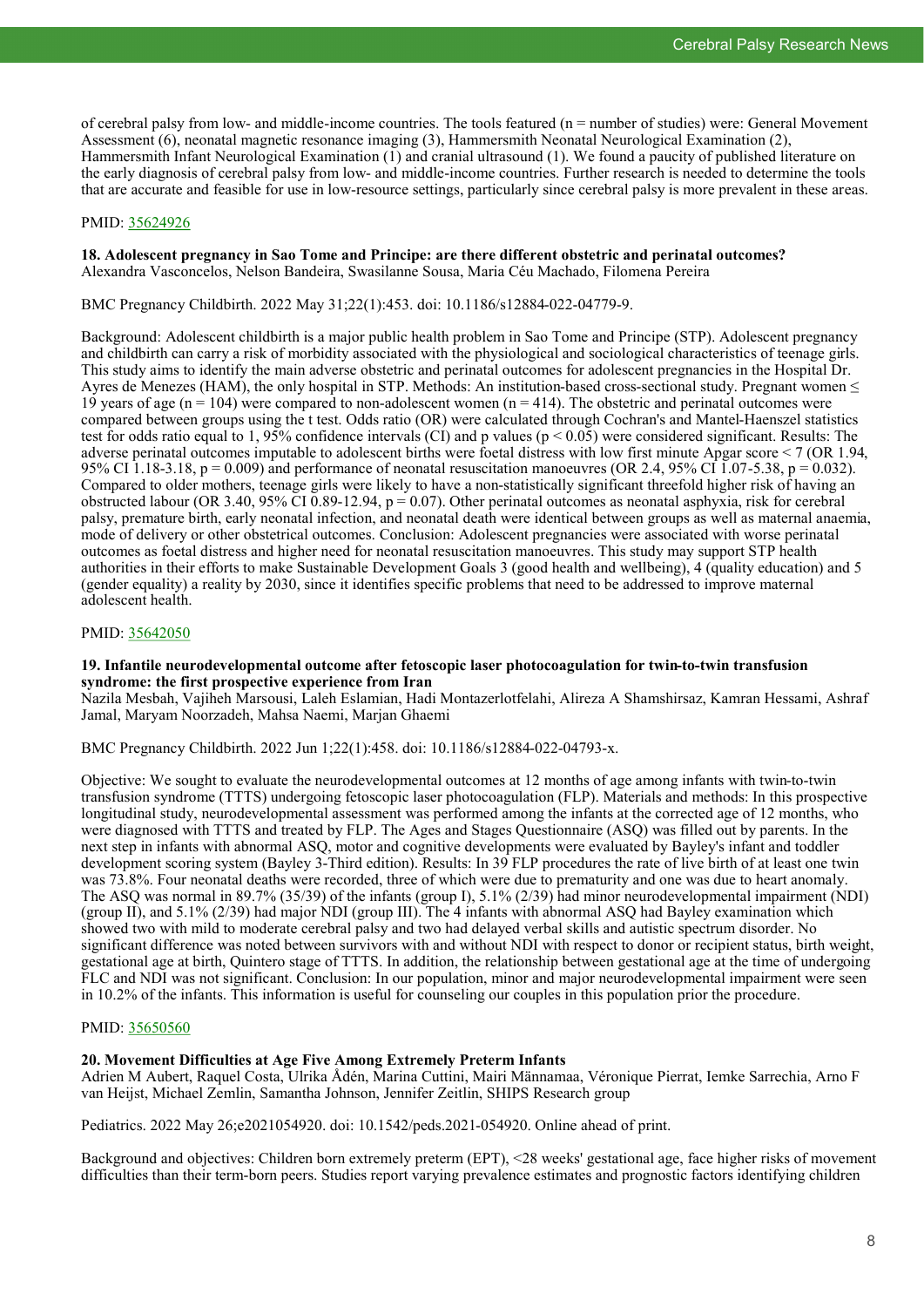of cerebral palsy from low- and middle-income countries. The tools featured (n = number of studies) were: General Movement Assessment (6), neonatal magnetic resonance imaging (3), Hammersmith Neonatal Neurological Examination (2), Hammersmith Infant Neurological Examination (1) and cranial ultrasound (1). We found a paucity of published literature on the early diagnosis of cerebral palsy from low- and middle-income countries. Further research is needed to determine the tools that are accurate and feasible for use in low-resource settings, particularly since cerebral palsy is more prevalent in these areas.

PMID: [35624926](https://pubmed.ncbi.nlm.nih.gov/35624926)

**18. Adolescent pregnancy in Sao Tome and Principe: are there different obstetric and perinatal outcomes?**
Alexandra Vasconcelos, Nelson Bandeira, Swasilanne Sousa, Maria Céu Machado, Filomena Pereira

BMC Pregnancy Childbirth. 2022 May 31;22(1):453. doi: 10.1186/s12884-022-04779-9.

Background: Adolescent childbirth is a major public health problem in Sao Tome and Principe (STP). Adolescent pregnancy and childbirth can carry a risk of morbidity associated with the physiological and sociological characteristics of teenage girls. This study aims to identify the main adverse obstetric and perinatal outcomes for adolescent pregnancies in the Hospital Dr. Ayres de Menezes (HAM), the only hospital in STP. Methods: An institution-based cross-sectional study. Pregnant women ≤ 19 years of age (n = 104) were compared to non-adolescent women (n = 414). The obstetric and perinatal outcomes were compared between groups using the t test. Odds ratio (OR) were calculated through Cochran's and Mantel-Haenszel statistics test for odds ratio equal to 1, 95% confidence intervals (CI) and p values ($p < 0.05$) were considered significant. Results: The adverse perinatal outcomes imputable to adolescent births were foetal distress with low first minute Apgar score < 7 (OR 1.94, 95% CI 1.18-3.18, $p = 0.009$) and performance of neonatal resuscitation manoeuvres (OR 2.4, 95% CI 1.07-5.38, $p = 0.032$). Compared to older mothers, teenage girls were likely to have a non-statistically significant threefold higher risk of having an obstructed labour (OR 3.40, 95% CI 0.89-12.94, $p = 0.07$). Other perinatal outcomes as neonatal asphyxia, risk for cerebral palsy, premature birth, early neonatal infection, and neonatal death were identical between groups as well as maternal anaemia, mode of delivery or other obstetrical outcomes. Conclusion: Adolescent pregnancies were associated with worse perinatal outcomes as foetal distress and higher need for neonatal resuscitation manoeuvres. This study may support STP health authorities in their efforts to make Sustainable Development Goals 3 (good health and wellbeing), 4 (quality education) and 5 (gender equality) a reality by 2030, since it identifies specific problems that need to be addressed to improve maternal adolescent health.

PMID: [35642050](https://pubmed.ncbi.nlm.nih.gov/35642050)

**19. Infantile neurodevelopmental outcome after fetoscopic laser photocoagulation for twin-to-twin transfusion syndrome: the first prospective experience from Iran**
Nazila Mesbah, Vajiheh Marsousi, Laleh Eslamian, Hadi Montazerlotfelahi, Alireza A Shamshirsaz, Kamran Hessami, Ashraf Jamal, Maryam Noorzadeh, Mahsa Naemi, Marjan Ghaemi

BMC Pregnancy Childbirth. 2022 Jun 1;22(1):458. doi: 10.1186/s12884-022-04793-x.

Objective: We sought to evaluate the neurodevelopmental outcomes at 12 months of age among infants with twin-to-twin transfusion syndrome (TTTS) undergoing fetoscopic laser photocoagulation (FLP). Materials and methods: In this prospective longitudinal study, neurodevelopmental assessment was performed among the infants at the corrected age of 12 months, who were diagnosed with TTTS and treated by FLP. The Ages and Stages Questionnaire (ASQ) was filled out by parents. In the next step in infants with abnormal ASQ, motor and cognitive developments were evaluated by Bayley's infant and toddler development scoring system (Bayley 3-Third edition). Results: In 39 FLP procedures the rate of live birth of at least one twin was 73.8%. Four neonatal deaths were recorded, three of which were due to prematurity and one was due to heart anomaly. The ASQ was normal in 89.7% (35/39) of the infants (group I), 5.1% (2/39) had minor neurodevelopmental impairment (NDI) (group II), and 5.1% (2/39) had major NDI (group III). The 4 infants with abnormal ASQ had Bayley examination which showed two with mild to moderate cerebral palsy and two had delayed verbal skills and autistic spectrum disorder. No significant difference was noted between survivors with and without NDI with respect to donor or recipient status, birth weight, gestational age at birth, Quintero stage of TTTS. In addition, the relationship between gestational age at the time of undergoing FLC and NDI was not significant. Conclusion: In our population, minor and major neurodevelopmental impairment were seen in 10.2% of the infants. This information is useful for counseling our couples in this population prior the procedure.

PMID: [35650560](https://pubmed.ncbi.nlm.nih.gov/35650560)

**20. Movement Difficulties at Age Five Among Extremely Preterm Infants**
Adrien M Aubert, Raquel Costa, Ulrika Ådén, Marina Cuttini, Mairi Männamaa, Véronique Pierrat, Iemke Sarrechia, Arno F van Heijst, Michael Zemlin, Samantha Johnson, Jennifer Zeitlin, SHIPS Research group

Pediatrics. 2022 May 26;e2021054920. doi: 10.1542/peds.2021-054920. Online ahead of print.

Background and objectives: Children born extremely preterm (EPT), <28 weeks' gestational age, face higher risks of movement difficulties than their term-born peers. Studies report varying prevalence estimates and prognostic factors identifying children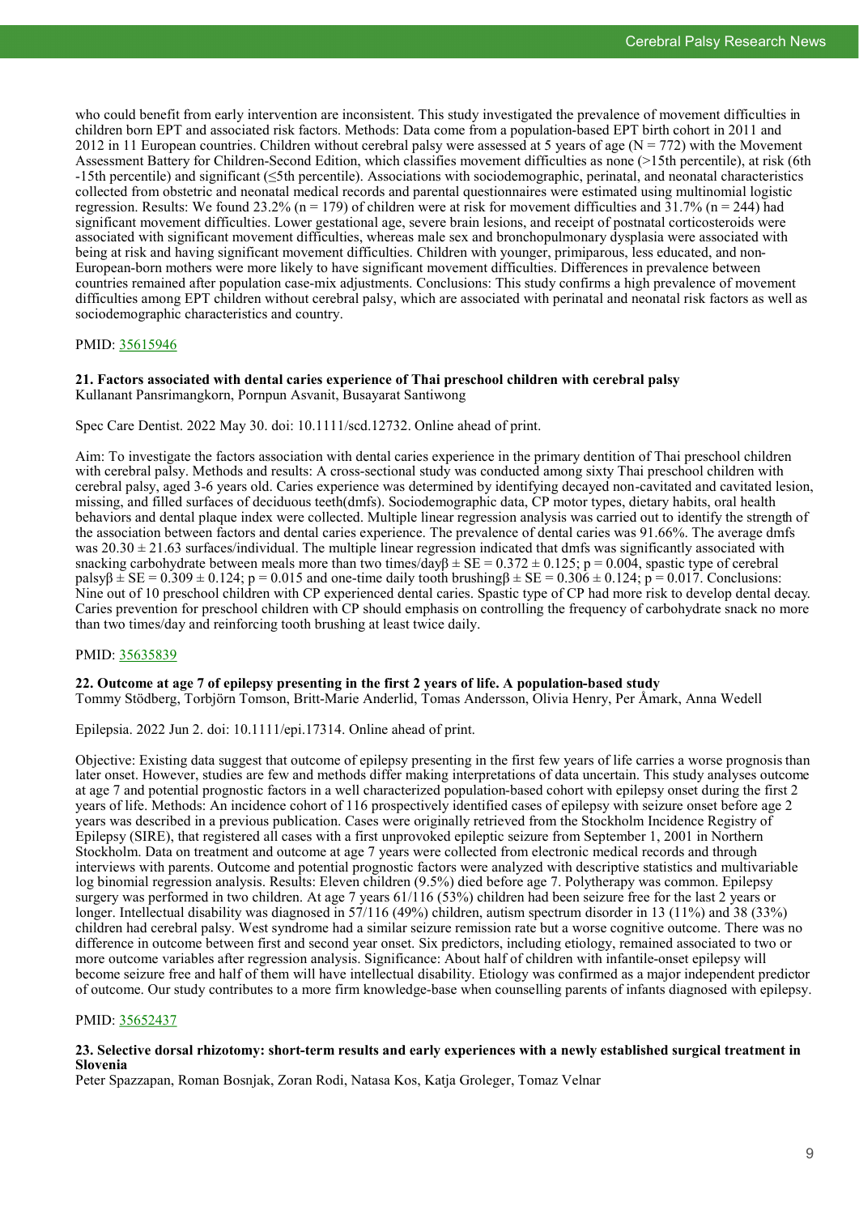who could benefit from early intervention are inconsistent. This study investigated the prevalence of movement difficulties in children born EPT and associated risk factors. Methods: Data come from a population-based EPT birth cohort in 2011 and 2012 in 11 European countries. Children without cerebral palsy were assessed at 5 years of age ($N = 772$) with the Movement Assessment Battery for Children-Second Edition, which classifies movement difficulties as none (>15th percentile), at risk (6th -15th percentile) and significant (≤5th percentile). Associations with sociodemographic, perinatal, and neonatal characteristics collected from obstetric and neonatal medical records and parental questionnaires were estimated using multinomial logistic regression. Results: We found 23.2% ($n = 179$) of children were at risk for movement difficulties and 31.7% ($n = 244$) had significant movement difficulties. Lower gestational age, severe brain lesions, and receipt of postnatal corticosteroids were associated with significant movement difficulties, whereas male sex and bronchopulmonary dysplasia were associated with being at risk and having significant movement difficulties. Children with younger, primiparous, less educated, and non-European-born mothers were more likely to have significant movement difficulties. Differences in prevalence between countries remained after population case-mix adjustments. Conclusions: This study confirms a high prevalence of movement difficulties among EPT children without cerebral palsy, which are associated with perinatal and neonatal risk factors as well as sociodemographic characteristics and country.

PMID: 35615946

**21. Factors associated with dental caries experience of Thai preschool children with cerebral palsy**
Kullanant Pansrimangkorn, Pornpun Asvanit, Busayarat Santiwong

Spec Care Dentist. 2022 May 30. doi: 10.1111/scd.12732. Online ahead of print.

Aim: To investigate the factors association with dental caries experience in the primary dentition of Thai preschool children with cerebral palsy. Methods and results: A cross-sectional study was conducted among sixty Thai preschool children with cerebral palsy, aged 3-6 years old. Caries experience was determined by identifying decayed non-cavitated and cavitated lesion, missing, and filled surfaces of deciduous teeth(dmfs). Sociodemographic data, CP motor types, dietary habits, oral health behaviors and dental plaque index were collected. Multiple linear regression analysis was carried out to identify the strength of the association between factors and dental caries experience. The prevalence of dental caries was 91.66%. The average dmfs was $20.30 \pm 21.63$ surfaces/individual. The multiple linear regression indicated that dmfs was significantly associated with snacking carbohydrate between meals more than two times/day$\beta \pm SE = 0.372 \pm 0.125$; $p = 0.004$, spastic type of cerebral palsy$\beta \pm SE = 0.309 \pm 0.124$; $p = 0.015$ and one-time daily tooth brushing$\beta \pm SE = 0.306 \pm 0.124$; $p = 0.017$. Conclusions: Nine out of 10 preschool children with CP experienced dental caries. Spastic type of CP had more risk to develop dental decay. Caries prevention for preschool children with CP should emphasis on controlling the frequency of carbohydrate snack no more than two times/day and reinforcing tooth brushing at least twice daily.

PMID: 35635839

**22. Outcome at age 7 of epilepsy presenting in the first 2 years of life. A population-based study**
Tommy Stödberg, Torbjörn Tomson, Britt-Marie Anderlid, Tomas Andersson, Olivia Henry, Per Åmark, Anna Wedell

Epilepsia. 2022 Jun 2. doi: 10.1111/epi.17314. Online ahead of print.

Objective: Existing data suggest that outcome of epilepsy presenting in the first few years of life carries a worse prognosis than later onset. However, studies are few and methods differ making interpretations of data uncertain. This study analyses outcome at age 7 and potential prognostic factors in a well characterized population-based cohort with epilepsy onset during the first 2 years of life. Methods: An incidence cohort of 116 prospectively identified cases of epilepsy with seizure onset before age 2 years was described in a previous publication. Cases were originally retrieved from the Stockholm Incidence Registry of Epilepsy (SIRE), that registered all cases with a first unprovoked epileptic seizure from September 1, 2001 in Northern Stockholm. Data on treatment and outcome at age 7 years were collected from electronic medical records and through interviews with parents. Outcome and potential prognostic factors were analyzed with descriptive statistics and multivariable log binomial regression analysis. Results: Eleven children (9.5%) died before age 7. Polytherapy was common. Epilepsy surgery was performed in two children. At age 7 years 61/116 (53%) children had been seizure free for the last 2 years or longer. Intellectual disability was diagnosed in 57/116 (49%) children, autism spectrum disorder in 13 (11%) and 38 (33%) children had cerebral palsy. West syndrome had a similar seizure remission rate but a worse cognitive outcome. There was no difference in outcome between first and second year onset. Six predictors, including etiology, remained associated to two or more outcome variables after regression analysis. Significance: About half of children with infantile-onset epilepsy will become seizure free and half of them will have intellectual disability. Etiology was confirmed as a major independent predictor of outcome. Our study contributes to a more firm knowledge-base when counselling parents of infants diagnosed with epilepsy.

PMID: 35652437

**23. Selective dorsal rhizotomy: short-term results and early experiences with a newly established surgical treatment in Slovenia**
Peter Spazzapan, Roman Bosnjak, Zoran Rodi, Natasa Kos, Katja Groleger, Tomaz Velnar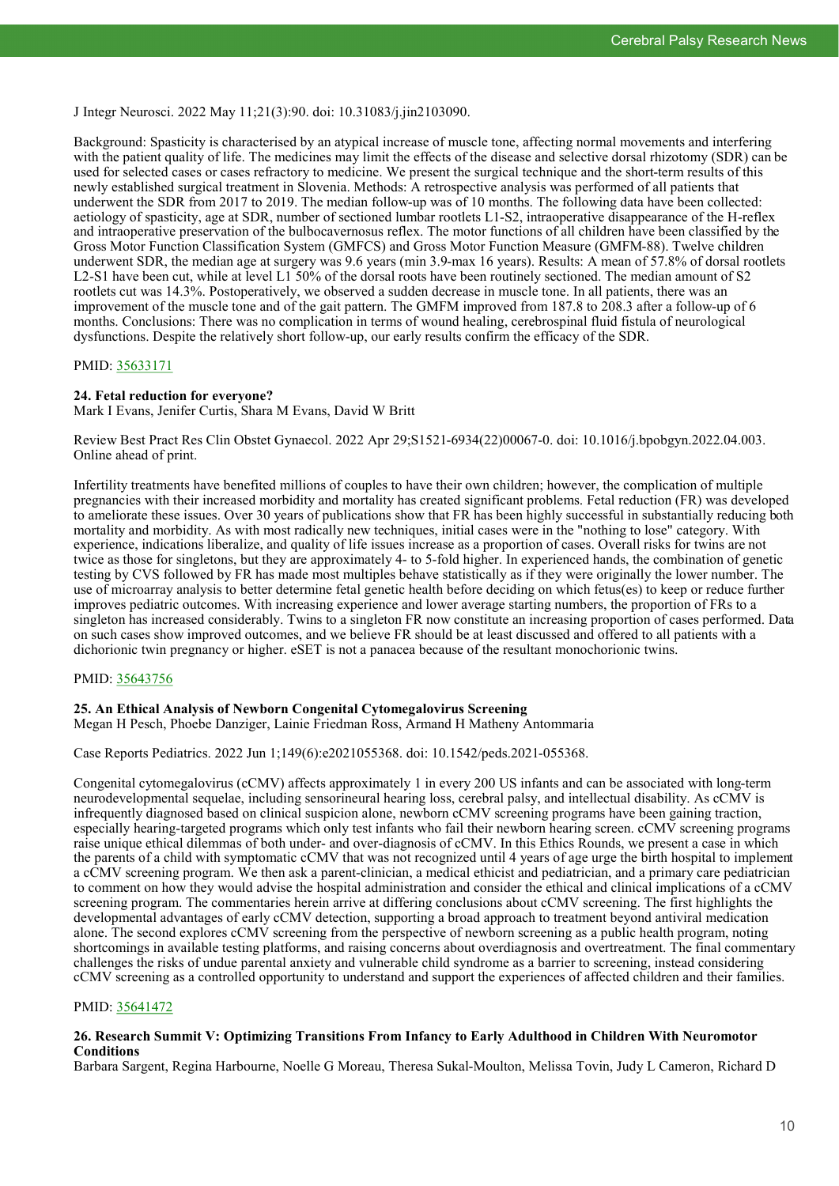J Integr Neurosci. 2022 May 11;21(3):90. doi: 10.31083/j.jin2103090.

Background: Spasticity is characterised by an atypical increase of muscle tone, affecting normal movements and interfering with the patient quality of life. The medicines may limit the effects of the disease and selective dorsal rhizotomy (SDR) can be used for selected cases or cases refractory to medicine. We present the surgical technique and the short-term results of this newly established surgical treatment in Slovenia. Methods: A retrospective analysis was performed of all patients that underwent the SDR from 2017 to 2019. The median follow-up was of 10 months. The following data have been collected: aetiology of spasticity, age at SDR, number of sectioned lumbar rootlets L1-S2, intraoperative disappearance of the H-reflex and intraoperative preservation of the bulbocavernosus reflex. The motor functions of all children have been classified by the Gross Motor Function Classification System (GMFCS) and Gross Motor Function Measure (GMFM-88). Twelve children underwent SDR, the median age at surgery was 9.6 years (min 3.9-max 16 years). Results: A mean of 57.8% of dorsal rootlets L2-S1 have been cut, while at level L1 50% of the dorsal roots have been routinely sectioned. The median amount of S2 rootlets cut was 14.3%. Postoperatively, we observed a sudden decrease in muscle tone. In all patients, there was an improvement of the muscle tone and of the gait pattern. The GMFM improved from 187.8 to 208.3 after a follow-up of 6 months. Conclusions: There was no complication in terms of wound healing, cerebrospinal fluid fistula of neurological dysfunctions. Despite the relatively short follow-up, our early results confirm the efficacy of the SDR.

PMID: 35633171

**24. Fetal reduction for everyone?**
Mark I Evans, Jenifer Curtis, Shara M Evans, David W Britt

Review Best Pract Res Clin Obstet Gynaecol. 2022 Apr 29;S1521-6934(22)00067-0. doi: 10.1016/j.bpobgyn.2022.04.003. Online ahead of print.

Infertility treatments have benefited millions of couples to have their own children; however, the complication of multiple pregnancies with their increased morbidity and mortality has created significant problems. Fetal reduction (FR) was developed to ameliorate these issues. Over 30 years of publications show that FR has been highly successful in substantially reducing both mortality and morbidity. As with most radically new techniques, initial cases were in the "nothing to lose" category. With experience, indications liberalize, and quality of life issues increase as a proportion of cases. Overall risks for twins are not twice as those for singletons, but they are approximately 4- to 5-fold higher. In experienced hands, the combination of genetic testing by CVS followed by FR has made most multiples behave statistically as if they were originally the lower number. The use of microarray analysis to better determine fetal genetic health before deciding on which fetus(es) to keep or reduce further improves pediatric outcomes. With increasing experience and lower average starting numbers, the proportion of FRs to a singleton has increased considerably. Twins to a singleton FR now constitute an increasing proportion of cases performed. Data on such cases show improved outcomes, and we believe FR should be at least discussed and offered to all patients with a dichorionic twin pregnancy or higher. eSET is not a panacea because of the resultant monochorionic twins.

PMID: 35643756

**25. An Ethical Analysis of Newborn Congenital Cytomegalovirus Screening**
Megan H Pesch, Phoebe Danziger, Lainie Friedman Ross, Armand H Matheny Antommaria

Case Reports Pediatrics. 2022 Jun 1;149(6):e2021055368. doi: 10.1542/peds.2021-055368.

Congenital cytomegalovirus (cCMV) affects approximately 1 in every 200 US infants and can be associated with long-term neurodevelopmental sequelae, including sensorineural hearing loss, cerebral palsy, and intellectual disability. As cCMV is infrequently diagnosed based on clinical suspicion alone, newborn cCMV screening programs have been gaining traction, especially hearing-targeted programs which only test infants who fail their newborn hearing screen. cCMV screening programs raise unique ethical dilemmas of both under- and over-diagnosis of cCMV. In this Ethics Rounds, we present a case in which the parents of a child with symptomatic cCMV that was not recognized until 4 years of age urge the birth hospital to implement a cCMV screening program. We then ask a parent-clinician, a medical ethicist and pediatrician, and a primary care pediatrician to comment on how they would advise the hospital administration and consider the ethical and clinical implications of a cCMV screening program. The commentaries herein arrive at differing conclusions about cCMV screening. The first highlights the developmental advantages of early cCMV detection, supporting a broad approach to treatment beyond antiviral medication alone. The second explores cCMV screening from the perspective of newborn screening as a public health program, noting shortcomings in available testing platforms, and raising concerns about overdiagnosis and overtreatment. The final commentary challenges the risks of undue parental anxiety and vulnerable child syndrome as a barrier to screening, instead considering cCMV screening as a controlled opportunity to understand and support the experiences of affected children and their families.

PMID: 35641472

**26. Research Summit V: Optimizing Transitions From Infancy to Early Adulthood in Children With Neuromotor Conditions**
Barbara Sargent, Regina Harbourne, Noelle G Moreau, Theresa Sukal-Moulton, Melissa Tovin, Judy L Cameron, Richard D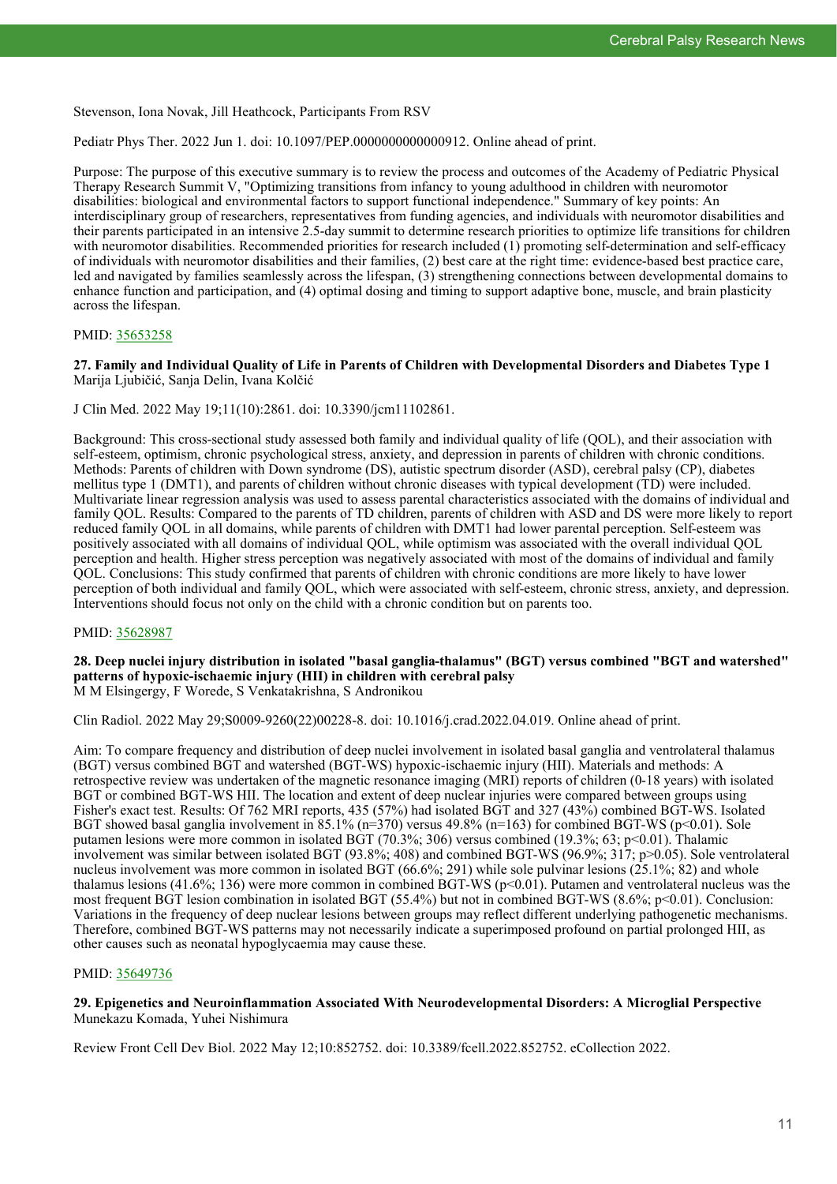Stevenson, Iona Novak, Jill Heathcock, Participants From RSV

Pediatr Phys Ther. 2022 Jun 1. doi: 10.1097/PEP.0000000000000912. Online ahead of print.

Purpose: The purpose of this executive summary is to review the process and outcomes of the Academy of Pediatric Physical Therapy Research Summit V, "Optimizing transitions from infancy to young adulthood in children with neuromotor disabilities: biological and environmental factors to support functional independence." Summary of key points: An interdisciplinary group of researchers, representatives from funding agencies, and individuals with neuromotor disabilities and their parents participated in an intensive 2.5-day summit to determine research priorities to optimize life transitions for children with neuromotor disabilities. Recommended priorities for research included (1) promoting self-determination and self-efficacy of individuals with neuromotor disabilities and their families, (2) best care at the right time: evidence-based best practice care, led and navigated by families seamlessly across the lifespan, (3) strengthening connections between developmental domains to enhance function and participation, and (4) optimal dosing and timing to support adaptive bone, muscle, and brain plasticity across the lifespan.

PMID: 35653258

**27. Family and Individual Quality of Life in Parents of Children with Developmental Disorders and Diabetes Type 1**
Marija Ljubičić, Sanja Delin, Ivana Kolčić

J Clin Med. 2022 May 19;11(10):2861. doi: 10.3390/jcm11102861.

Background: This cross-sectional study assessed both family and individual quality of life (QOL), and their association with self-esteem, optimism, chronic psychological stress, anxiety, and depression in parents of children with chronic conditions. Methods: Parents of children with Down syndrome (DS), autistic spectrum disorder (ASD), cerebral palsy (CP), diabetes mellitus type 1 (DMT1), and parents of children without chronic diseases with typical development (TD) were included. Multivariate linear regression analysis was used to assess parental characteristics associated with the domains of individual and family QOL. Results: Compared to the parents of TD children, parents of children with ASD and DS were more likely to report reduced family QOL in all domains, while parents of children with DMT1 had lower parental perception. Self-esteem was positively associated with all domains of individual QOL, while optimism was associated with the overall individual QOL perception and health. Higher stress perception was negatively associated with most of the domains of individual and family QOL. Conclusions: This study confirmed that parents of children with chronic conditions are more likely to have lower perception of both individual and family QOL, which were associated with self-esteem, chronic stress, anxiety, and depression. Interventions should focus not only on the child with a chronic condition but on parents too.

PMID: 35628987

**28. Deep nuclei injury distribution in isolated "basal ganglia-thalamus" (BGT) versus combined "BGT and watershed" patterns of hypoxic-ischaemic injury (HII) in children with cerebral palsy**
M M Elsingergy, F Worede, S Venkatakrishna, S Andronikou

Clin Radiol. 2022 May 29;S0009-9260(22)00228-8. doi: 10.1016/j.crad.2022.04.019. Online ahead of print.

Aim: To compare frequency and distribution of deep nuclei involvement in isolated basal ganglia and ventrolateral thalamus (BGT) versus combined BGT and watershed (BGT-WS) hypoxic-ischaemic injury (HII). Materials and methods: A retrospective review was undertaken of the magnetic resonance imaging (MRI) reports of children (0-18 years) with isolated BGT or combined BGT-WS HII. The location and extent of deep nuclear injuries were compared between groups using Fisher's exact test. Results: Of 762 MRI reports, 435 (57%) had isolated BGT and 327 (43%) combined BGT-WS. Isolated BGT showed basal ganglia involvement in 85.1% (n=370) versus 49.8% (n=163) for combined BGT-WS ($p<0.01$). Sole putamen lesions were more common in isolated BGT (70.3%; 306) versus combined (19.3%; 63; $p<0.01$). Thalamic involvement was similar between isolated BGT (93.8%; 408) and combined BGT-WS (96.9%; 317; $p>0.05$). Sole ventrolateral nucleus involvement was more common in isolated BGT (66.6%; 291) while sole pulvinar lesions (25.1%; 82) and whole thalamus lesions (41.6%; 136) were more common in combined BGT-WS ($p<0.01$). Putamen and ventrolateral nucleus was the most frequent BGT lesion combination in isolated BGT (55.4%) but not in combined BGT-WS (8.6%; $p<0.01$). Conclusion: Variations in the frequency of deep nuclear lesions between groups may reflect different underlying pathogenetic mechanisms. Therefore, combined BGT-WS patterns may not necessarily indicate a superimposed profound on partial prolonged HII, as other causes such as neonatal hypoglycaemia may cause these.

PMID: 35649736

**29. Epigenetics and Neuroinflammation Associated With Neurodevelopmental Disorders: A Microglial Perspective**
Munekazu Komada, Yuhei Nishimura

Review Front Cell Dev Biol. 2022 May 12;10:852752. doi: 10.3389/fcell.2022.852752. eCollection 2022.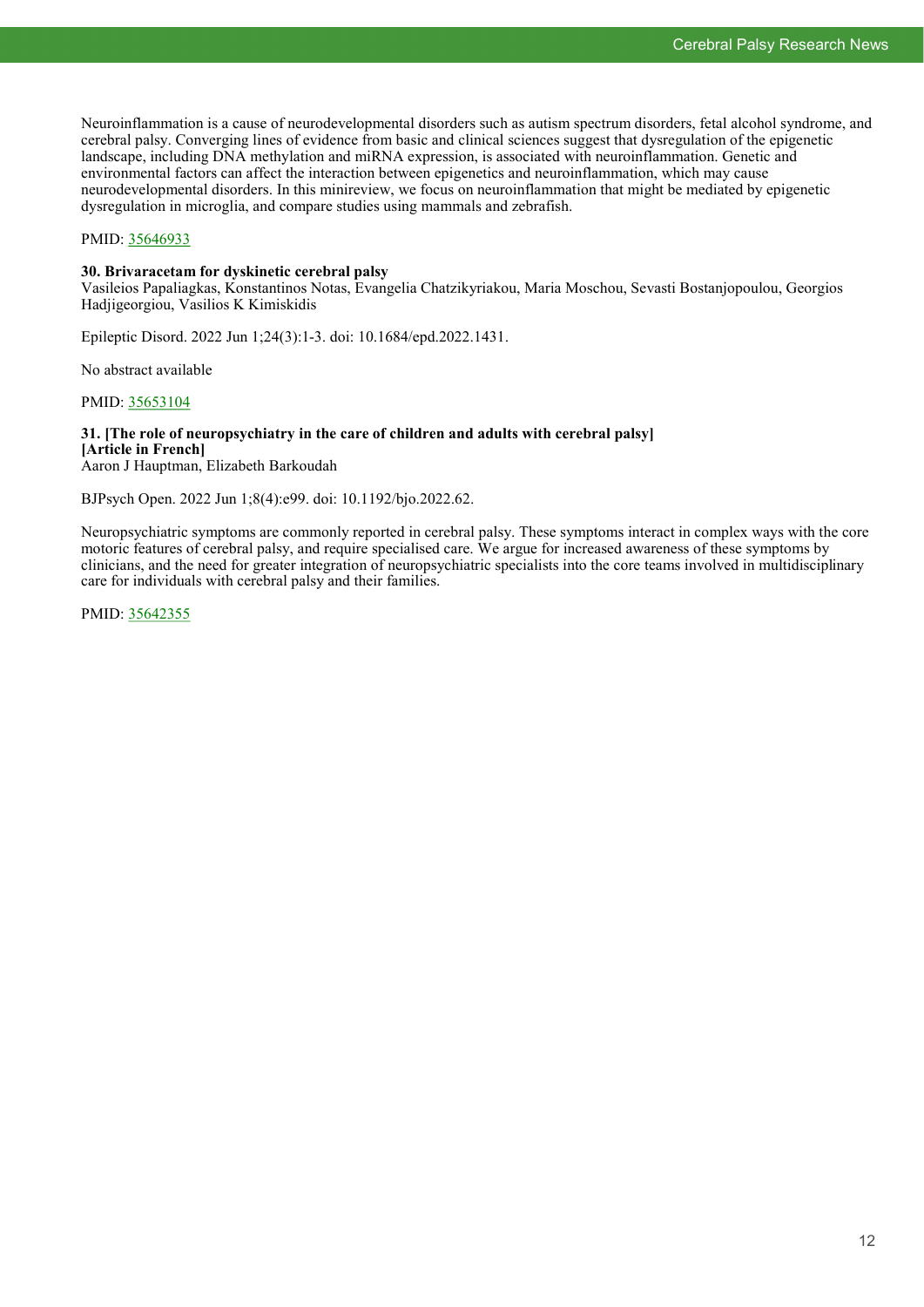Neuroinflammation is a cause of neurodevelopmental disorders such as autism spectrum disorders, fetal alcohol syndrome, and cerebral palsy. Converging lines of evidence from basic and clinical sciences suggest that dysregulation of the epigenetic landscape, including DNA methylation and miRNA expression, is associated with neuroinflammation. Genetic and environmental factors can affect the interaction between epigenetics and neuroinflammation, which may cause neurodevelopmental disorders. In this minireview, we focus on neuroinflammation that might be mediated by epigenetic dysregulation in microglia, and compare studies using mammals and zebrafish.

PMID: 35646933

**30. Brivaracetam for dyskinetic cerebral palsy**
Vasileios Papaliagkas, Konstantinos Notas, Evangelia Chatzikyriakou, Maria Moschou, Sevasti Bostanjopoulou, Georgios Hadjigeorgiou, Vasilios K Kimiskidis

Epileptic Disord. 2022 Jun 1;24(3):1-3. doi: 10.1684/epd.2022.1431.

No abstract available

PMID: 35653104

**31. [The role of neuropsychiatry in the care of children and adults with cerebral palsy]**
**[Article in French]**
Aaron J Hauptman, Elizabeth Barkoudah

BJPsych Open. 2022 Jun 1;8(4):e99. doi: 10.1192/bjo.2022.62.

Neuropsychiatric symptoms are commonly reported in cerebral palsy. These symptoms interact in complex ways with the core motoric features of cerebral palsy, and require specialised care. We argue for increased awareness of these symptoms by clinicians, and the need for greater integration of neuropsychiatric specialists into the core teams involved in multidisciplinary care for individuals with cerebral palsy and their families.

PMID: 35642355